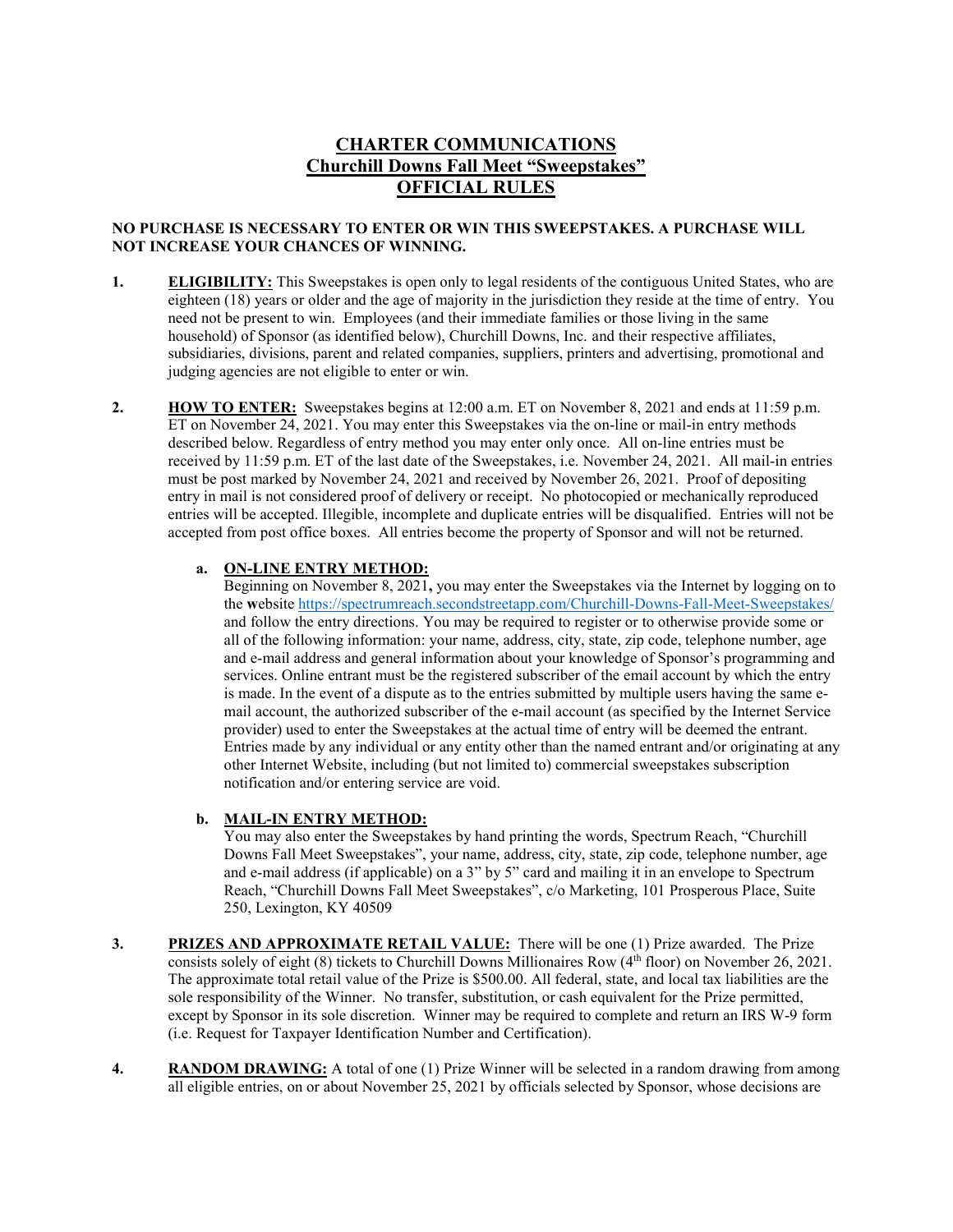# CHARTER COMMUNICATIONS
# Churchill Downs Fall Meet "Sweepstakes"
# OFFICIAL RULES

**NO PURCHASE IS NECESSARY TO ENTER OR WIN THIS SWEEPSTAKES. A PURCHASE WILL NOT INCREASE YOUR CHANCES OF WINNING.**

1. **ELIGIBILITY:** This Sweepstakes is open only to legal residents of the contiguous United States, who are eighteen (18) years or older and the age of majority in the jurisdiction they reside at the time of entry. You need not be present to win. Employees (and their immediate families or those living in the same household) of Sponsor (as identified below), Churchill Downs, Inc. and their respective affiliates, subsidiaries, divisions, parent and related companies, suppliers, printers and advertising, promotional and judging agencies are not eligible to enter or win.

2. **HOW TO ENTER:** Sweepstakes begins at 12:00 a.m. ET on November 8, 2021 and ends at 11:59 p.m. ET on November 24, 2021. You may enter this Sweepstakes via the on-line or mail-in entry methods described below. Regardless of entry method you may enter only once. All on-line entries must be received by 11:59 p.m. ET of the last date of the Sweepstakes, i.e. November 24, 2021. All mail-in entries must be post marked by November 24, 2021 and received by November 26, 2021. Proof of depositing entry in mail is not considered proof of delivery or receipt. No photocopied or mechanically reproduced entries will be accepted. Illegible, incomplete and duplicate entries will be disqualified. Entries will not be accepted from post office boxes. All entries become the property of Sponsor and will not be returned.

   a. **ON-LINE ENTRY METHOD:**
   Beginning on November 8, 2021**,** you may enter the Sweepstakes via the Internet by logging on to the **w**ebsite https://spectrumreach.secondstreetapp.com/Churchill-Downs-Fall-Meet-Sweepstakes/ and follow the entry directions. You may be required to register or to otherwise provide some or all of the following information: your name, address, city, state, zip code, telephone number, age and e-mail address and general information about your knowledge of Sponsor's programming and services. Online entrant must be the registered subscriber of the email account by which the entry is made. In the event of a dispute as to the entries submitted by multiple users having the same e-mail account, the authorized subscriber of the e-mail account (as specified by the Internet Service provider) used to enter the Sweepstakes at the actual time of entry will be deemed the entrant. Entries made by any individual or any entity other than the named entrant and/or originating at any other Internet Website, including (but not limited to) commercial sweepstakes subscription notification and/or entering service are void.

   b. **MAIL-IN ENTRY METHOD:**
   You may also enter the Sweepstakes by hand printing the words, Spectrum Reach, "Churchill Downs Fall Meet Sweepstakes", your name, address, city, state, zip code, telephone number, age and e-mail address (if applicable) on a 3" by 5" card and mailing it in an envelope to Spectrum Reach, "Churchill Downs Fall Meet Sweepstakes", c/o Marketing, 101 Prosperous Place, Suite 250, Lexington, KY 40509

3. **PRIZES AND APPROXIMATE RETAIL VALUE:** There will be one (1) Prize awarded. The Prize consists solely of eight (8) tickets to Churchill Downs Millionaires Row (4th floor) on November 26, 2021. The approximate total retail value of the Prize is $500.00. All federal, state, and local tax liabilities are the sole responsibility of the Winner. No transfer, substitution, or cash equivalent for the Prize permitted, except by Sponsor in its sole discretion. Winner may be required to complete and return an IRS W-9 form (i.e. Request for Taxpayer Identification Number and Certification).

4. **RANDOM DRAWING:** A total of one (1) Prize Winner will be selected in a random drawing from among all eligible entries, on or about November 25, 2021 by officials selected by Sponsor, whose decisions are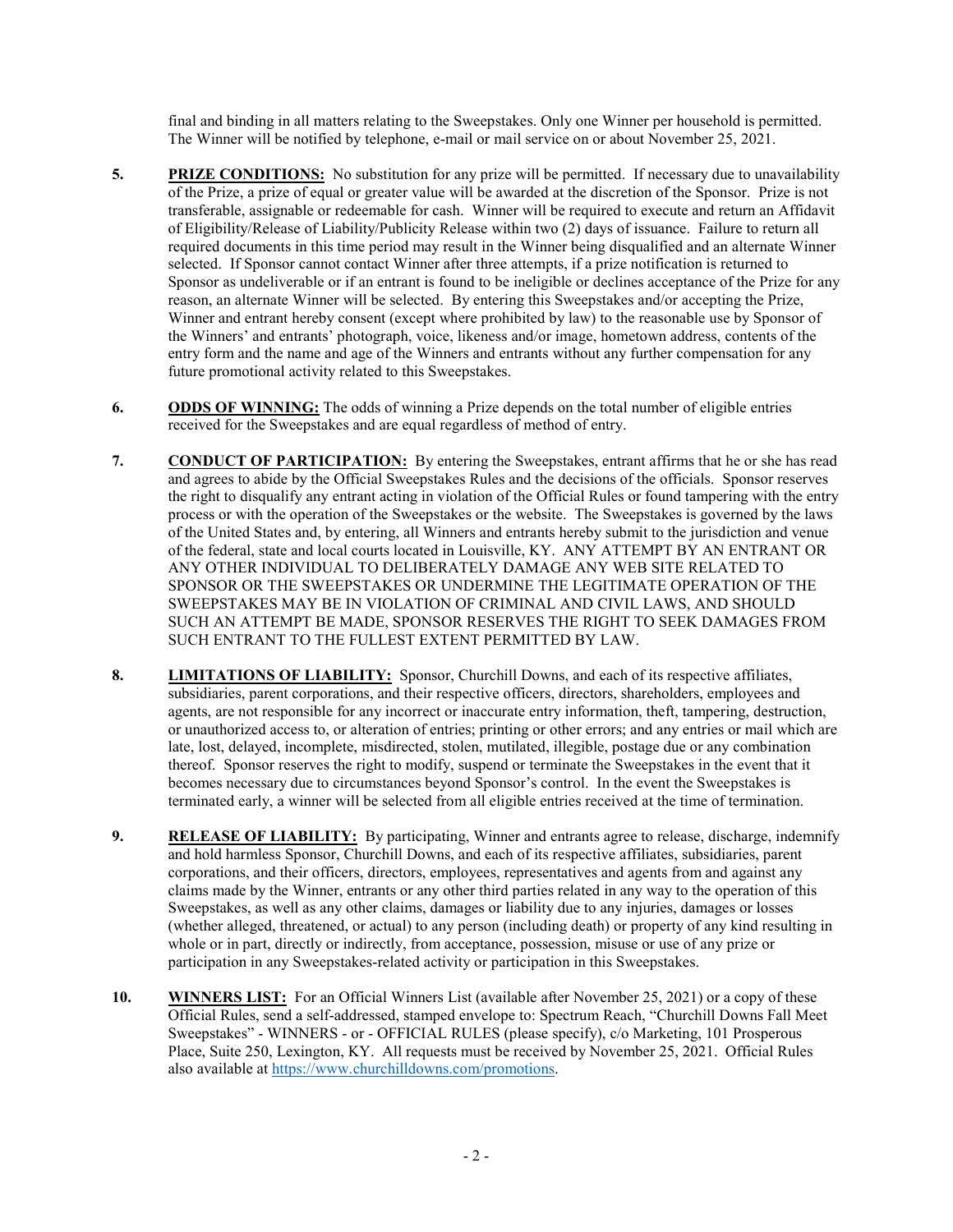final and binding in all matters relating to the Sweepstakes. Only one Winner per household is permitted. The Winner will be notified by telephone, e-mail or mail service on or about November 25, 2021.

5. **PRIZE CONDITIONS:** No substitution for any prize will be permitted. If necessary due to unavailability of the Prize, a prize of equal or greater value will be awarded at the discretion of the Sponsor. Prize is not transferable, assignable or redeemable for cash. Winner will be required to execute and return an Affidavit of Eligibility/Release of Liability/Publicity Release within two (2) days of issuance. Failure to return all required documents in this time period may result in the Winner being disqualified and an alternate Winner selected. If Sponsor cannot contact Winner after three attempts, if a prize notification is returned to Sponsor as undeliverable or if an entrant is found to be ineligible or declines acceptance of the Prize for any reason, an alternate Winner will be selected. By entering this Sweepstakes and/or accepting the Prize, Winner and entrant hereby consent (except where prohibited by law) to the reasonable use by Sponsor of the Winners' and entrants' photograph, voice, likeness and/or image, hometown address, contents of the entry form and the name and age of the Winners and entrants without any further compensation for any future promotional activity related to this Sweepstakes.

6. **ODDS OF WINNING:** The odds of winning a Prize depends on the total number of eligible entries received for the Sweepstakes and are equal regardless of method of entry.

7. **CONDUCT OF PARTICIPATION:** By entering the Sweepstakes, entrant affirms that he or she has read and agrees to abide by the Official Sweepstakes Rules and the decisions of the officials. Sponsor reserves the right to disqualify any entrant acting in violation of the Official Rules or found tampering with the entry process or with the operation of the Sweepstakes or the website. The Sweepstakes is governed by the laws of the United States and, by entering, all Winners and entrants hereby submit to the jurisdiction and venue of the federal, state and local courts located in Louisville, KY. ANY ATTEMPT BY AN ENTRANT OR ANY OTHER INDIVIDUAL TO DELIBERATELY DAMAGE ANY WEB SITE RELATED TO SPONSOR OR THE SWEEPSTAKES OR UNDERMINE THE LEGITIMATE OPERATION OF THE SWEEPSTAKES MAY BE IN VIOLATION OF CRIMINAL AND CIVIL LAWS, AND SHOULD SUCH AN ATTEMPT BE MADE, SPONSOR RESERVES THE RIGHT TO SEEK DAMAGES FROM SUCH ENTRANT TO THE FULLEST EXTENT PERMITTED BY LAW.

8. **LIMITATIONS OF LIABILITY:** Sponsor, Churchill Downs, and each of its respective affiliates, subsidiaries, parent corporations, and their respective officers, directors, shareholders, employees and agents, are not responsible for any incorrect or inaccurate entry information, theft, tampering, destruction, or unauthorized access to, or alteration of entries; printing or other errors; and any entries or mail which are late, lost, delayed, incomplete, misdirected, stolen, mutilated, illegible, postage due or any combination thereof. Sponsor reserves the right to modify, suspend or terminate the Sweepstakes in the event that it becomes necessary due to circumstances beyond Sponsor's control. In the event the Sweepstakes is terminated early, a winner will be selected from all eligible entries received at the time of termination.

9. **RELEASE OF LIABILITY:** By participating, Winner and entrants agree to release, discharge, indemnify and hold harmless Sponsor, Churchill Downs, and each of its respective affiliates, subsidiaries, parent corporations, and their officers, directors, employees, representatives and agents from and against any claims made by the Winner, entrants or any other third parties related in any way to the operation of this Sweepstakes, as well as any other claims, damages or liability due to any injuries, damages or losses (whether alleged, threatened, or actual) to any person (including death) or property of any kind resulting in whole or in part, directly or indirectly, from acceptance, possession, misuse or use of any prize or participation in any Sweepstakes-related activity or participation in this Sweepstakes.

10. **WINNERS LIST:** For an Official Winners List (available after November 25, 2021) or a copy of these Official Rules, send a self-addressed, stamped envelope to: Spectrum Reach, "Churchill Downs Fall Meet Sweepstakes" - WINNERS - or - OFFICIAL RULES (please specify), c/o Marketing, 101 Prosperous Place, Suite 250, Lexington, KY. All requests must be received by November 25, 2021. Official Rules also available at [https://www.churchilldowns.com/promotions](https://www.churchilldowns.com/promotions).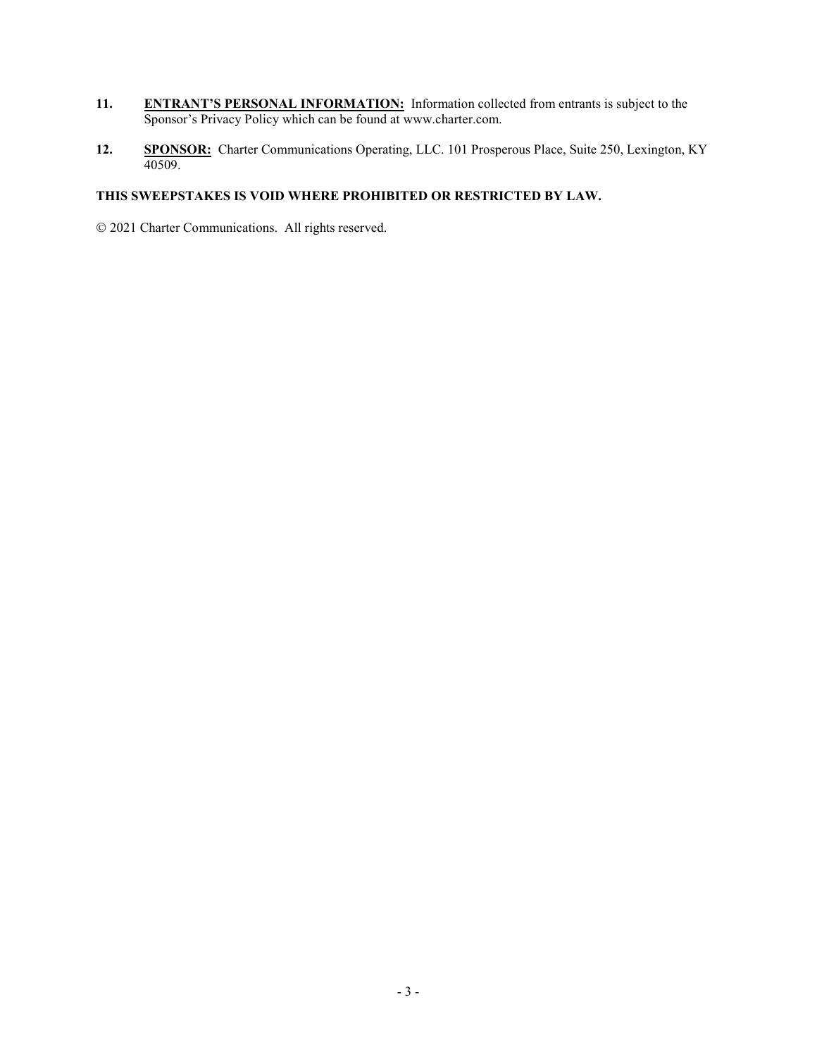**11.** **ENTRANT'S PERSONAL INFORMATION:** Information collected from entrants is subject to the Sponsor's Privacy Policy which can be found at www.charter.com.

**12.** **SPONSOR:** Charter Communications Operating, LLC. 101 Prosperous Place, Suite 250, Lexington, KY 40509.

**THIS SWEEPSTAKES IS VOID WHERE PROHIBITED OR RESTRICTED BY LAW.**

© 2021 Charter Communications. All rights reserved.